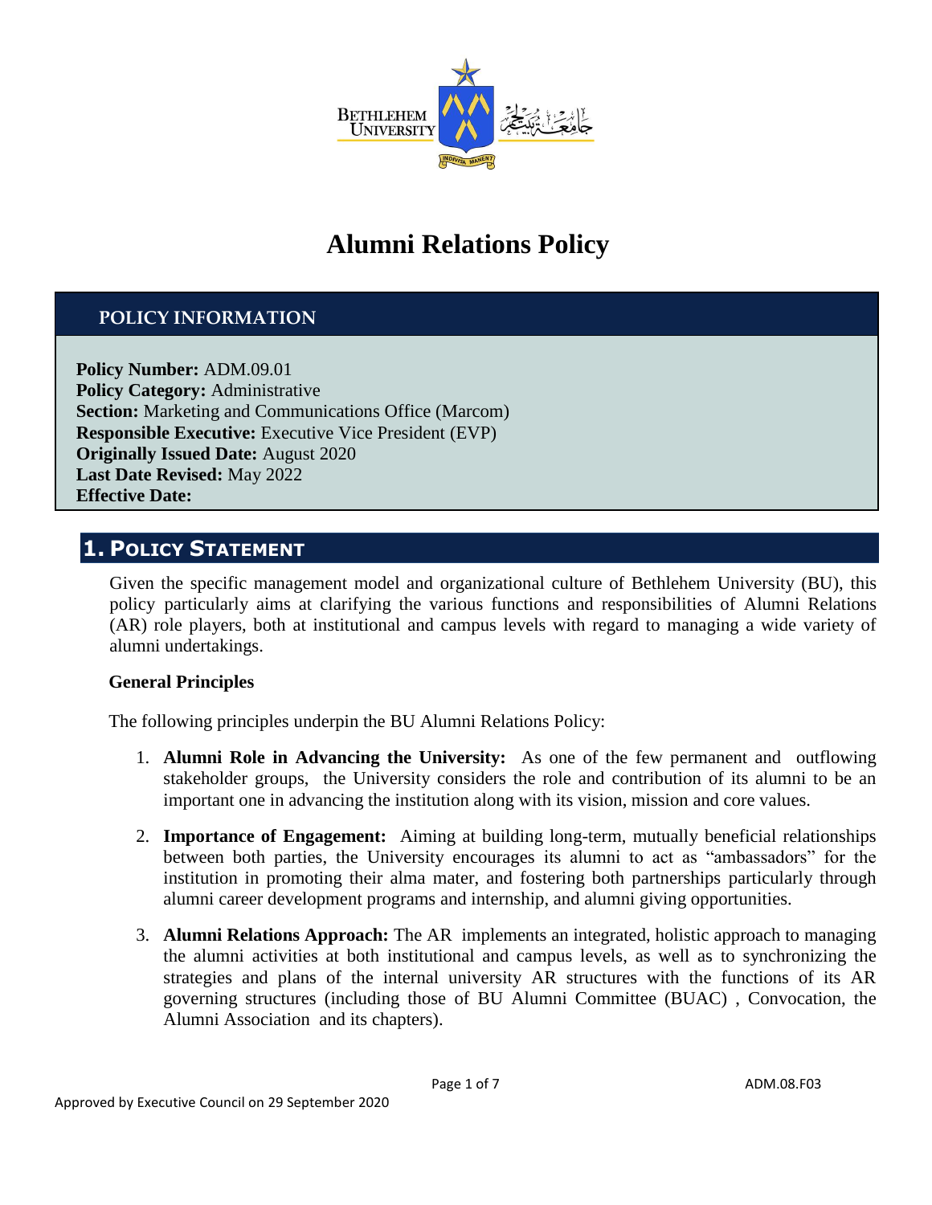# Alumni Relations Policy

## POLICY INFORMATION

**Policy Number:** ADM.09.01
**Policy Category:** Administrative
**Section:** Marketing and Communications Office (Marcom)
**Responsible Executive:** Executive Vice President (EVP)
**Originally Issued Date:** August 2020
**Last Date Revised:** May 2022
**Effective Date:**

## 1. POLICY STATEMENT

Given the specific management model and organizational culture of Bethlehem University (BU), this policy particularly aims at clarifying the various functions and responsibilities of Alumni Relations (AR) role players, both at institutional and campus levels with regard to managing a wide variety of alumni undertakings.

**General Principles**

The following principles underpin the BU Alumni Relations Policy:

1. **Alumni Role in Advancing the University:** As one of the few permanent and outflowing stakeholder groups, the University considers the role and contribution of its alumni to be an important one in advancing the institution along with its vision, mission and core values.

2. **Importance of Engagement:** Aiming at building long-term, mutually beneficial relationships between both parties, the University encourages its alumni to act as "ambassadors" for the institution in promoting their alma mater, and fostering both partnerships particularly through alumni career development programs and internship, and alumni giving opportunities.

3. **Alumni Relations Approach:** The AR implements an integrated, holistic approach to managing the alumni activities at both institutional and campus levels, as well as to synchronizing the strategies and plans of the internal university AR structures with the functions of its AR governing structures (including those of BU Alumni Committee (BUAC) , Convocation, the Alumni Association and its chapters).

Approved by Executive Council on 29 September 2020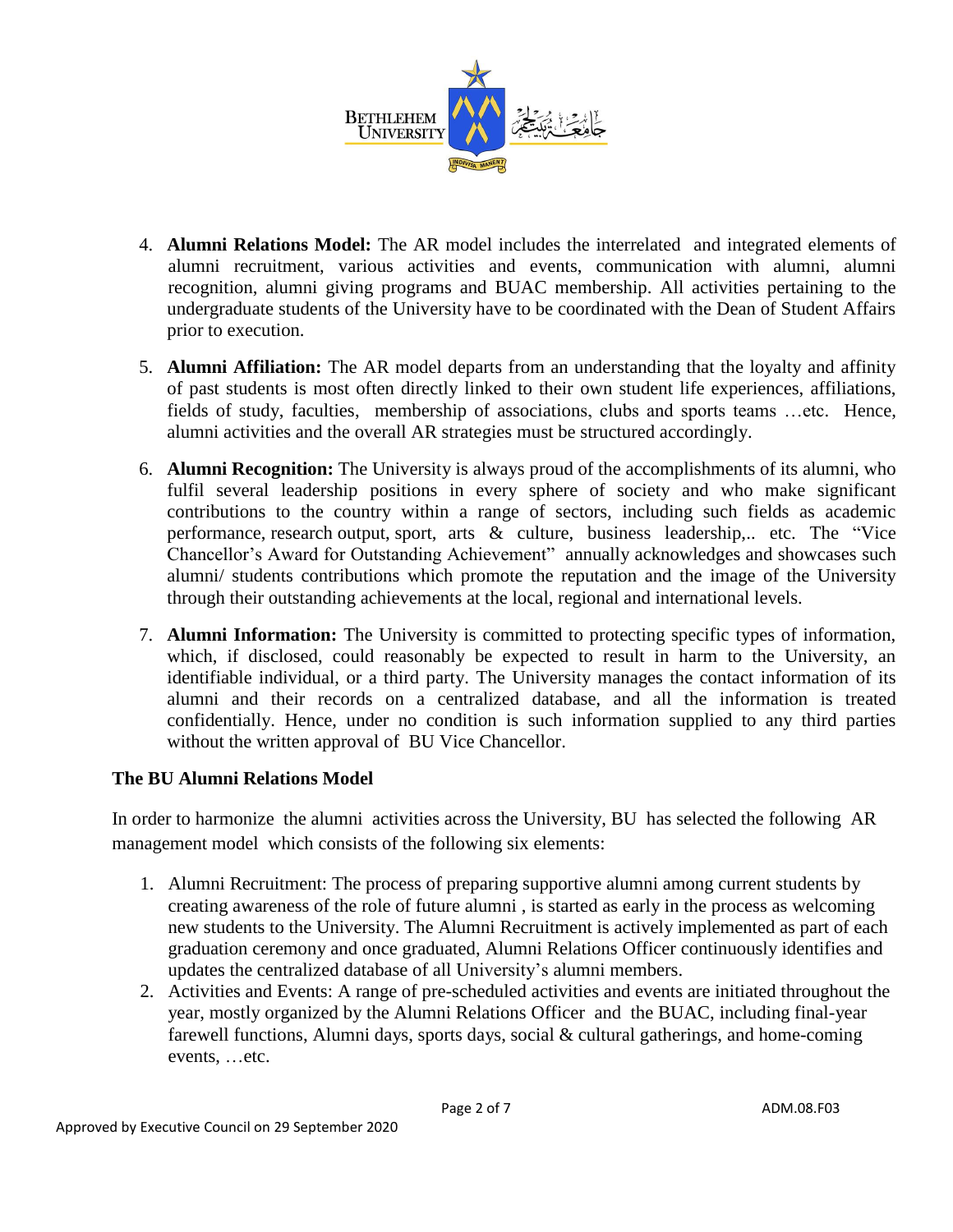4. **Alumni Relations Model:** The AR model includes the interrelated and integrated elements of alumni recruitment, various activities and events, communication with alumni, alumni recognition, alumni giving programs and BUAC membership. All activities pertaining to the undergraduate students of the University have to be coordinated with the Dean of Student Affairs prior to execution.

5. **Alumni Affiliation:** The AR model departs from an understanding that the loyalty and affinity of past students is most often directly linked to their own student life experiences, affiliations, fields of study, faculties, membership of associations, clubs and sports teams …etc. Hence, alumni activities and the overall AR strategies must be structured accordingly.

6. **Alumni Recognition:** The University is always proud of the accomplishments of its alumni, who fulfil several leadership positions in every sphere of society and who make significant contributions to the country within a range of sectors, including such fields as academic performance, research output, sport, arts & culture, business leadership,.. etc. The "Vice Chancellor's Award for Outstanding Achievement" annually acknowledges and showcases such alumni/ students contributions which promote the reputation and the image of the University through their outstanding achievements at the local, regional and international levels.

7. **Alumni Information:** The University is committed to protecting specific types of information, which, if disclosed, could reasonably be expected to result in harm to the University, an identifiable individual, or a third party. The University manages the contact information of its alumni and their records on a centralized database, and all the information is treated confidentially. Hence, under no condition is such information supplied to any third parties without the written approval of BU Vice Chancellor.

**The BU Alumni Relations Model**

In order to harmonize the alumni activities across the University, BU has selected the following AR management model which consists of the following six elements:

1. Alumni Recruitment: The process of preparing supportive alumni among current students by creating awareness of the role of future alumni , is started as early in the process as welcoming new students to the University. The Alumni Recruitment is actively implemented as part of each graduation ceremony and once graduated, Alumni Relations Officer continuously identifies and updates the centralized database of all University's alumni members.
2. Activities and Events: A range of pre-scheduled activities and events are initiated throughout the year, mostly organized by the Alumni Relations Officer and the BUAC, including final-year farewell functions, Alumni days, sports days, social & cultural gatherings, and home-coming events, …etc.

Approved by Executive Council on 29 September 2020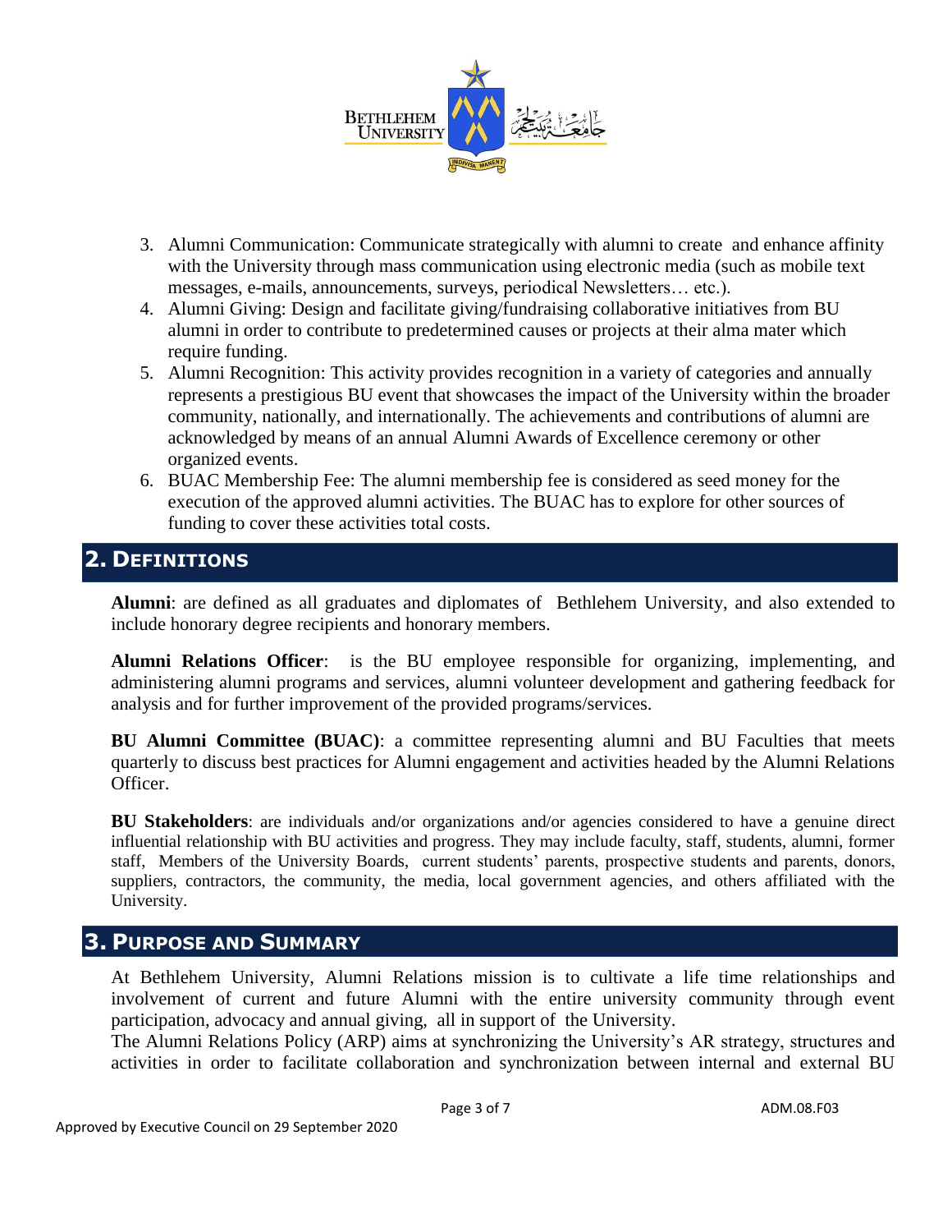3. Alumni Communication: Communicate strategically with alumni to create and enhance affinity with the University through mass communication using electronic media (such as mobile text messages, e-mails, announcements, surveys, periodical Newsletters… etc.).
4. Alumni Giving: Design and facilitate giving/fundraising collaborative initiatives from BU alumni in order to contribute to predetermined causes or projects at their alma mater which require funding.
5. Alumni Recognition: This activity provides recognition in a variety of categories and annually represents a prestigious BU event that showcases the impact of the University within the broader community, nationally, and internationally. The achievements and contributions of alumni are acknowledged by means of an annual Alumni Awards of Excellence ceremony or other organized events.
6. BUAC Membership Fee: The alumni membership fee is considered as seed money for the execution of the approved alumni activities. The BUAC has to explore for other sources of funding to cover these activities total costs.

## 2. Definitions

**Alumni**: are defined as all graduates and diplomates of Bethlehem University, and also extended to include honorary degree recipients and honorary members.

**Alumni Relations Officer**: is the BU employee responsible for organizing, implementing, and administering alumni programs and services, alumni volunteer development and gathering feedback for analysis and for further improvement of the provided programs/services.

**BU Alumni Committee (BUAC)**: a committee representing alumni and BU Faculties that meets quarterly to discuss best practices for Alumni engagement and activities headed by the Alumni Relations Officer.

**BU Stakeholders**: are individuals and/or organizations and/or agencies considered to have a genuine direct influential relationship with BU activities and progress. They may include faculty, staff, students, alumni, former staff, Members of the University Boards, current students' parents, prospective students and parents, donors, suppliers, contractors, the community, the media, local government agencies, and others affiliated with the University.

## 3. Purpose and Summary

At Bethlehem University, Alumni Relations mission is to cultivate a life time relationships and involvement of current and future Alumni with the entire university community through event participation, advocacy and annual giving, all in support of the University.

The Alumni Relations Policy (ARP) aims at synchronizing the University's AR strategy, structures and activities in order to facilitate collaboration and synchronization between internal and external BU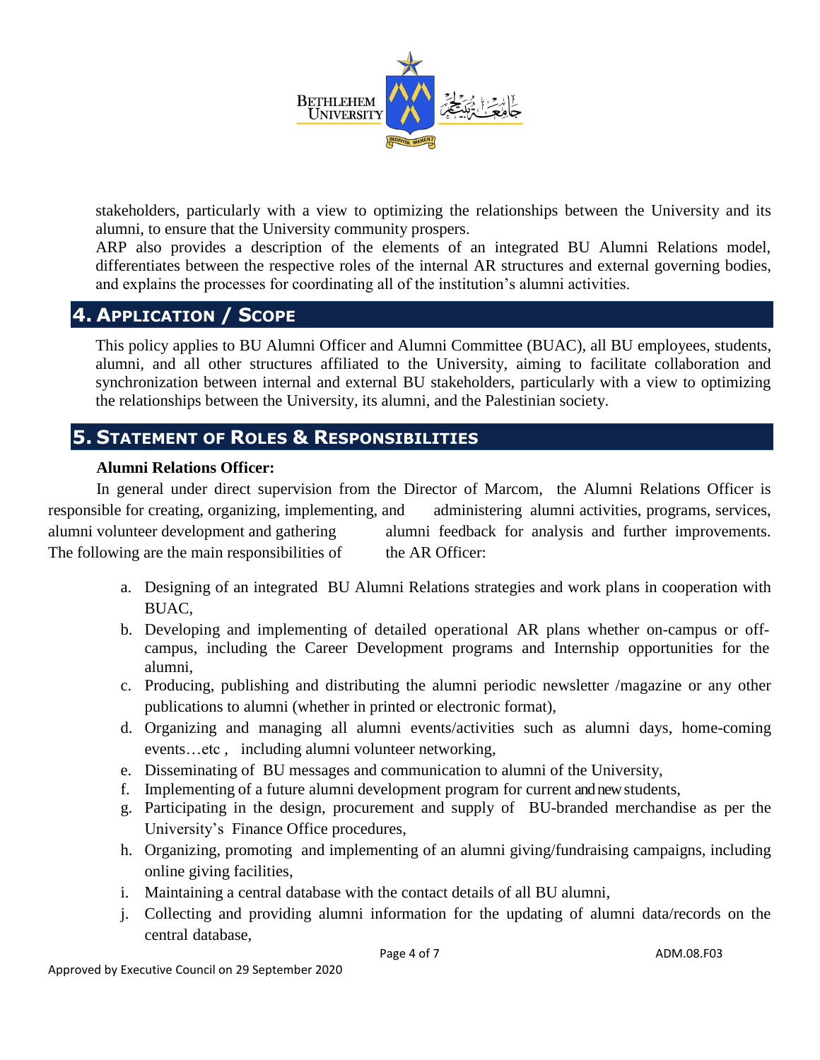stakeholders, particularly with a view to optimizing the relationships between the University and its alumni, to ensure that the University community prospers.

ARP also provides a description of the elements of an integrated BU Alumni Relations model, differentiates between the respective roles of the internal AR structures and external governing bodies, and explains the processes for coordinating all of the institution's alumni activities.

## 4. Application / Scope

This policy applies to BU Alumni Officer and Alumni Committee (BUAC), all BU employees, students, alumni, and all other structures affiliated to the University, aiming to facilitate collaboration and synchronization between internal and external BU stakeholders, particularly with a view to optimizing the relationships between the University, its alumni, and the Palestinian society.

## 5. Statement of Roles & Responsibilities

**Alumni Relations Officer:**

In general under direct supervision from the Director of Marcom, the Alumni Relations Officer is responsible for creating, organizing, implementing, and administering alumni activities, programs, services, alumni volunteer development and gathering alumni feedback for analysis and further improvements. The following are the main responsibilities of the AR Officer:

a. Designing of an integrated BU Alumni Relations strategies and work plans in cooperation with BUAC,
b. Developing and implementing of detailed operational AR plans whether on-campus or off-campus, including the Career Development programs and Internship opportunities for the alumni,
c. Producing, publishing and distributing the alumni periodic newsletter /magazine or any other publications to alumni (whether in printed or electronic format),
d. Organizing and managing all alumni events/activities such as alumni days, home-coming events…etc , including alumni volunteer networking,
e. Disseminating of BU messages and communication to alumni of the University,
f. Implementing of a future alumni development program for current and new students,
g. Participating in the design, procurement and supply of BU-branded merchandise as per the University's Finance Office procedures,
h. Organizing, promoting and implementing of an alumni giving/fundraising campaigns, including online giving facilities,
i. Maintaining a central database with the contact details of all BU alumni,
j. Collecting and providing alumni information for the updating of alumni data/records on the central database,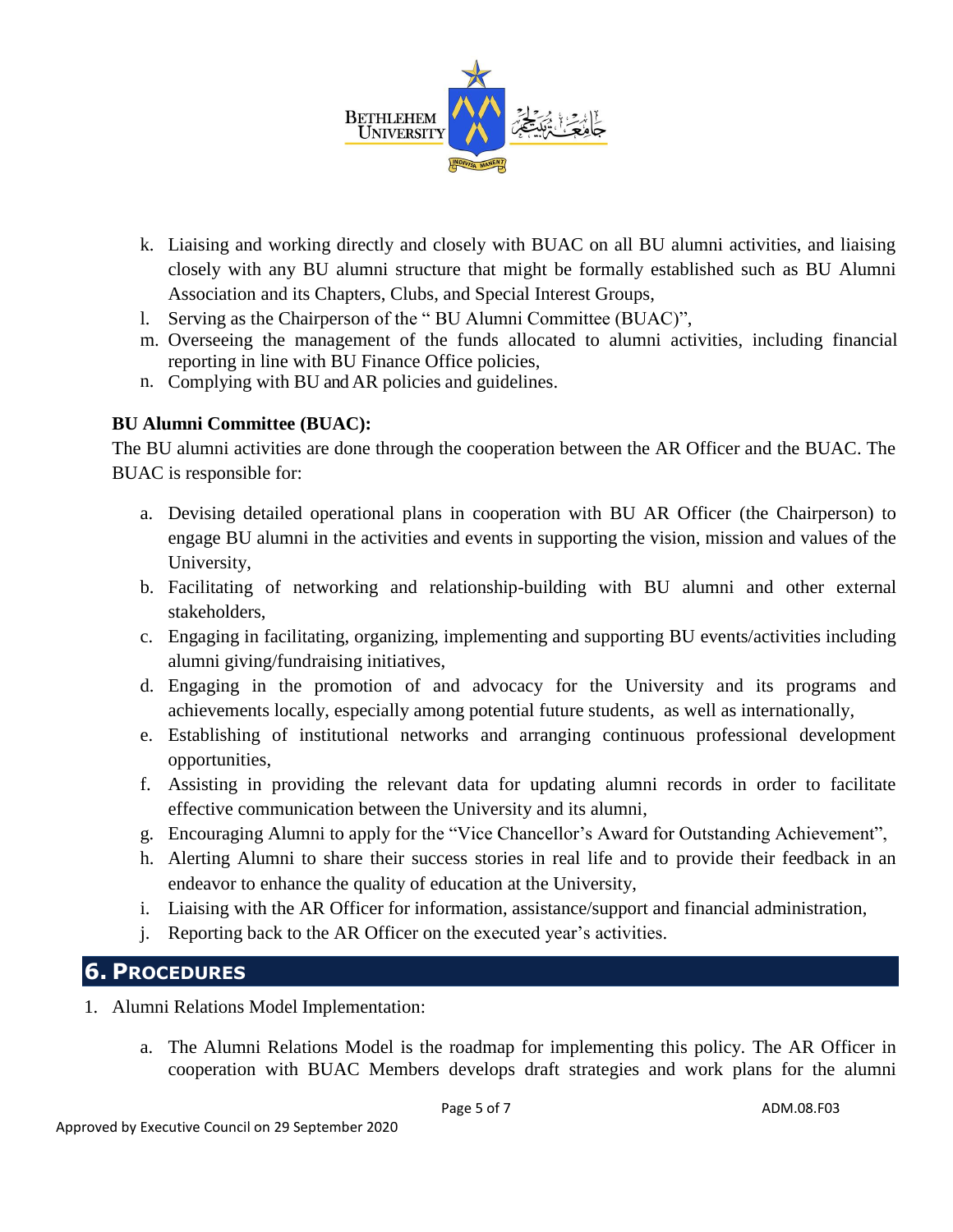k. Liaising and working directly and closely with BUAC on all BU alumni activities, and liaising closely with any BU alumni structure that might be formally established such as BU Alumni Association and its Chapters, Clubs, and Special Interest Groups,
l. Serving as the Chairperson of the " BU Alumni Committee (BUAC)",
m. Overseeing the management of the funds allocated to alumni activities, including financial reporting in line with BU Finance Office policies,
n. Complying with BU and AR policies and guidelines.

**BU Alumni Committee (BUAC):**

The BU alumni activities are done through the cooperation between the AR Officer and the BUAC. The BUAC is responsible for:

a. Devising detailed operational plans in cooperation with BU AR Officer (the Chairperson) to engage BU alumni in the activities and events in supporting the vision, mission and values of the University,
b. Facilitating of networking and relationship-building with BU alumni and other external stakeholders,
c. Engaging in facilitating, organizing, implementing and supporting BU events/activities including alumni giving/fundraising initiatives,
d. Engaging in the promotion of and advocacy for the University and its programs and achievements locally, especially among potential future students, as well as internationally,
e. Establishing of institutional networks and arranging continuous professional development opportunities,
f. Assisting in providing the relevant data for updating alumni records in order to facilitate effective communication between the University and its alumni,
g. Encouraging Alumni to apply for the "Vice Chancellor's Award for Outstanding Achievement",
h. Alerting Alumni to share their success stories in real life and to provide their feedback in an endeavor to enhance the quality of education at the University,
i. Liaising with the AR Officer for information, assistance/support and financial administration,
j. Reporting back to the AR Officer on the executed year's activities.

## 6. Procedures

1. Alumni Relations Model Implementation:

   a. The Alumni Relations Model is the roadmap for implementing this policy. The AR Officer in cooperation with BUAC Members develops draft strategies and work plans for the alumni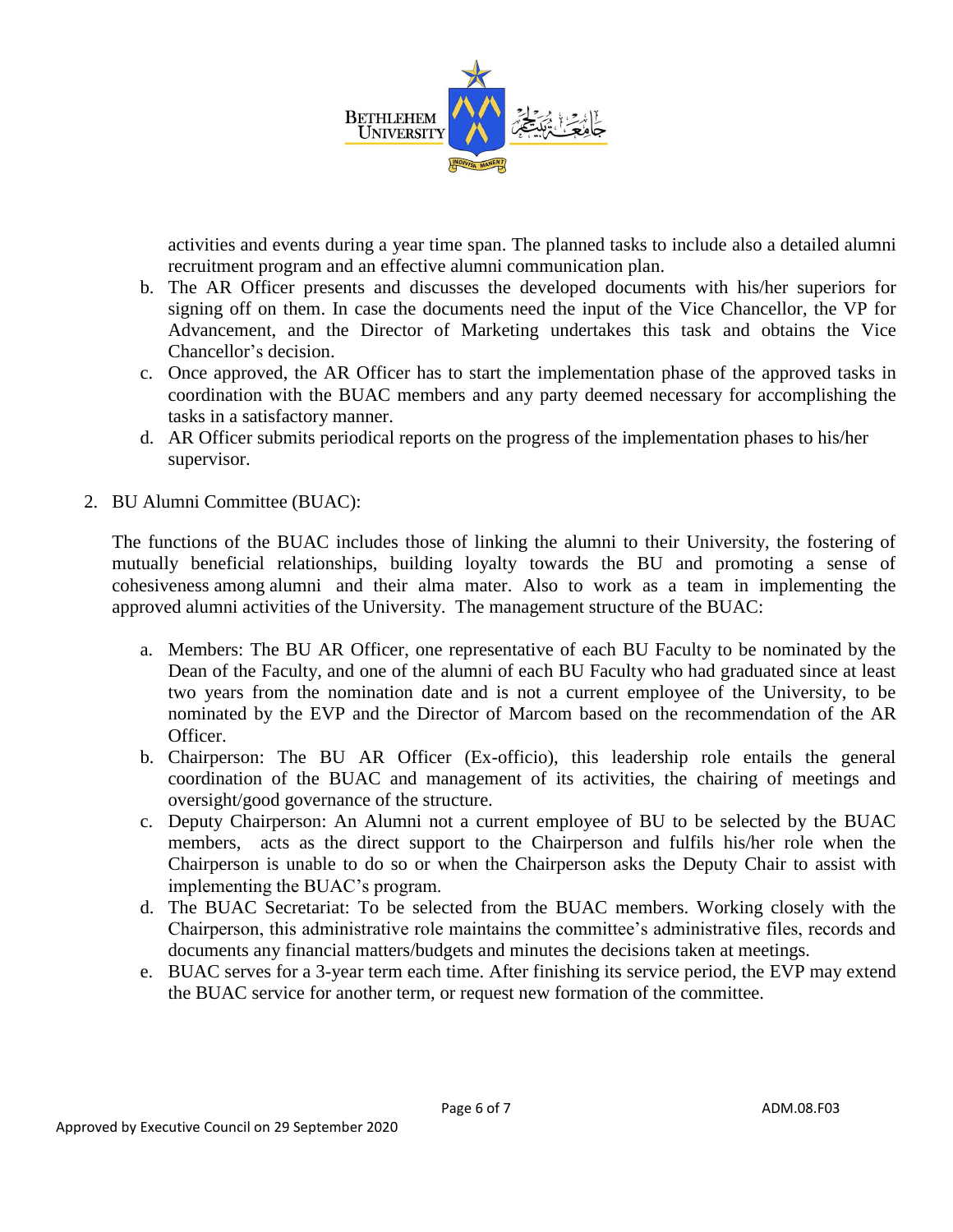activities and events during a year time span. The planned tasks to include also a detailed alumni recruitment program and an effective alumni communication plan.

b. The AR Officer presents and discusses the developed documents with his/her superiors for signing off on them. In case the documents need the input of the Vice Chancellor, the VP for Advancement, and the Director of Marketing undertakes this task and obtains the Vice Chancellor's decision.
c. Once approved, the AR Officer has to start the implementation phase of the approved tasks in coordination with the BUAC members and any party deemed necessary for accomplishing the tasks in a satisfactory manner.
d. AR Officer submits periodical reports on the progress of the implementation phases to his/her supervisor.

2. BU Alumni Committee (BUAC):

The functions of the BUAC includes those of linking the alumni to their University, the fostering of mutually beneficial relationships, building loyalty towards the BU and promoting a sense of cohesiveness among alumni and their alma mater. Also to work as a team in implementing the approved alumni activities of the University. The management structure of the BUAC:

a. Members: The BU AR Officer, one representative of each BU Faculty to be nominated by the Dean of the Faculty, and one of the alumni of each BU Faculty who had graduated since at least two years from the nomination date and is not a current employee of the University, to be nominated by the EVP and the Director of Marcom based on the recommendation of the AR Officer.
b. Chairperson: The BU AR Officer (Ex-officio), this leadership role entails the general coordination of the BUAC and management of its activities, the chairing of meetings and oversight/good governance of the structure.
c. Deputy Chairperson: An Alumni not a current employee of BU to be selected by the BUAC members, acts as the direct support to the Chairperson and fulfils his/her role when the Chairperson is unable to do so or when the Chairperson asks the Deputy Chair to assist with implementing the BUAC's program.
d. The BUAC Secretariat: To be selected from the BUAC members. Working closely with the Chairperson, this administrative role maintains the committee's administrative files, records and documents any financial matters/budgets and minutes the decisions taken at meetings.
e. BUAC serves for a 3-year term each time. After finishing its service period, the EVP may extend the BUAC service for another term, or request new formation of the committee.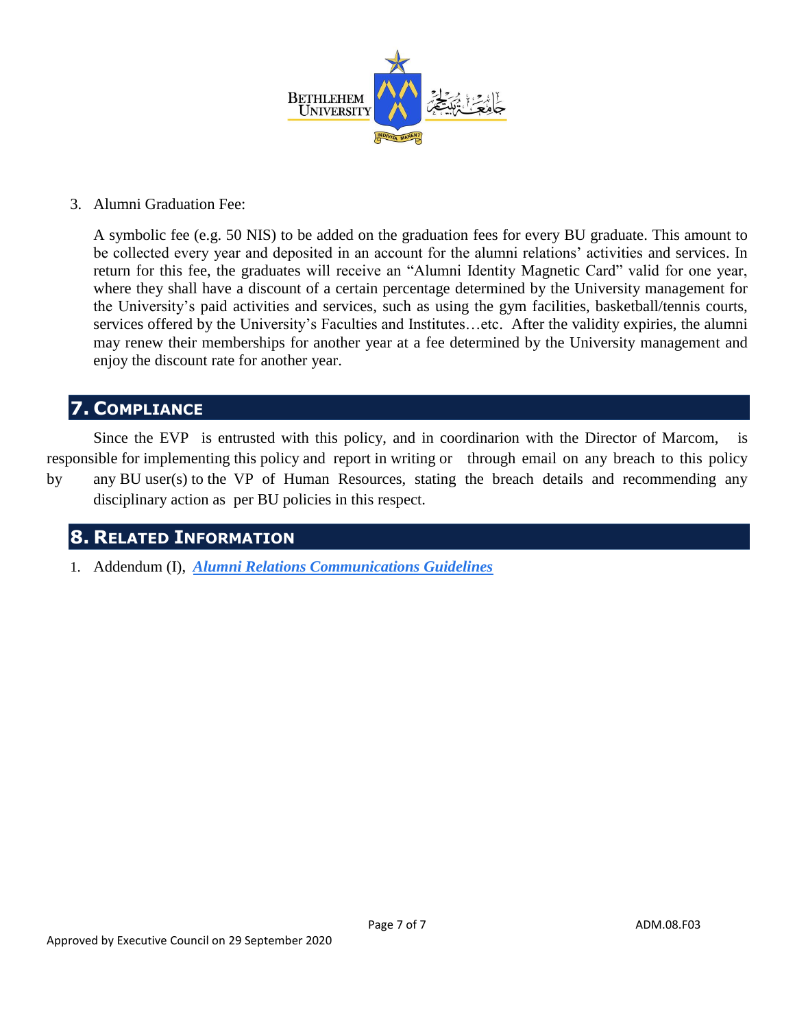3. Alumni Graduation Fee:

   A symbolic fee (e.g. 50 NIS) to be added on the graduation fees for every BU graduate. This amount to be collected every year and deposited in an account for the alumni relations' activities and services. In return for this fee, the graduates will receive an "Alumni Identity Magnetic Card" valid for one year, where they shall have a discount of a certain percentage determined by the University management for the University's paid activities and services, such as using the gym facilities, basketball/tennis courts, services offered by the University's Faculties and Institutes…etc. After the validity expires, the alumni may renew their memberships for another year at a fee determined by the University management and enjoy the discount rate for another year.

## 7. Compliance

Since the EVP is entrusted with this policy, and in coordinarion with the Director of Marcom, is responsible for implementing this policy and report in writing or through email on any breach to this policy by any BU user(s) to the VP of Human Resources, stating the breach details and recommending any disciplinary action as per BU policies in this respect.

## 8. Related Information

1. Addendum (I), ***Alumni Relations Communications Guidelines***

Approved by Executive Council on 29 September 2020